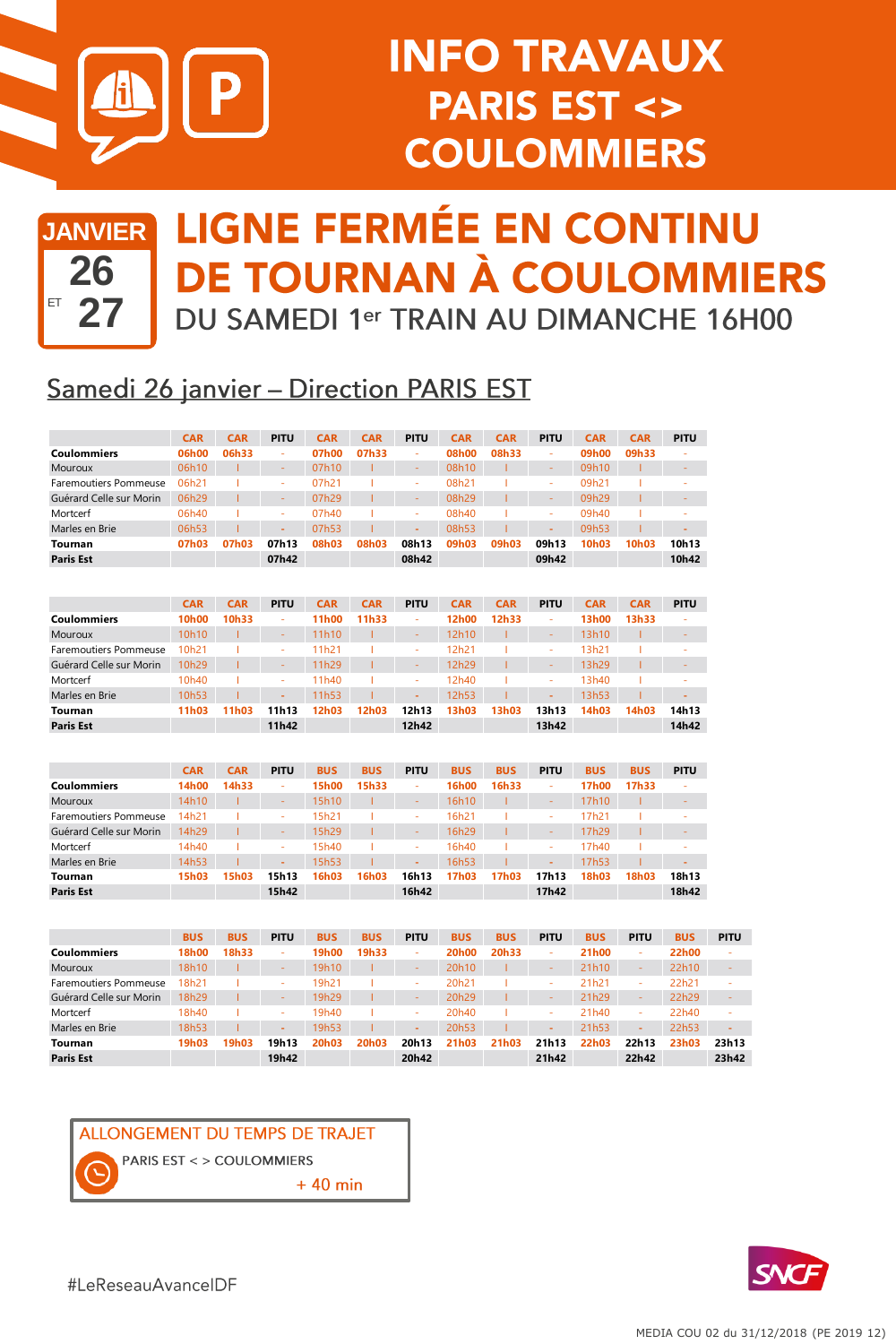# INFO TRAVAUX PARIS EST <> COULOMMIERS

## JANVIER 26 ET 27

# LIGNE FERMÉE EN CONTINU DE TOURNAN À COULOMMIERS

## DU SAMEDI 1er TRAIN AU DIMANCHE 16H00

## Samedi 26 janvier – Direction PARIS EST

| | CAR | CAR | PITU | CAR | CAR | PITU | CAR | CAR | PITU | CAR | CAR | PITU |
|---|---|---|---|---|---|---|---|---|---|---|---|---|
| **Coulommiers** | 06h00 | 06h33 | - | 07h00 | 07h33 | - | 08h00 | 08h33 | - | 09h00 | 09h33 | - |
| Mouroux | 06h10 | I | - | 07h10 | I | - | 08h10 | I | - | 09h10 | I | - |
| Faremoutiers Pommeuse | 06h21 | I | - | 07h21 | I | - | 08h21 | I | - | 09h21 | I | - |
| Guérard Celle sur Morin | 06h29 | I | - | 07h29 | I | - | 08h29 | I | - | 09h29 | I | - |
| Mortcerf | 06h40 | I | - | 07h40 | I | - | 08h40 | I | - | 09h40 | I | - |
| Marles en Brie | 06h53 | I | - | 07h53 | I | - | 08h53 | I | - | 09h53 | I | - |
| **Tournan** | 07h03 | 07h03 | 07h13 | 08h03 | 08h03 | 08h13 | 09h03 | 09h03 | 09h13 | 10h03 | 10h03 | 10h13 |
| **Paris Est** | | | 07h42 | | | 08h42 | | | 09h42 | | | 10h42 |

| | CAR | CAR | PITU | CAR | CAR | PITU | CAR | CAR | PITU | CAR | CAR | PITU |
|---|---|---|---|---|---|---|---|---|---|---|---|---|
| **Coulommiers** | 10h00 | 10h33 | - | 11h00 | 11h33 | - | 12h00 | 12h33 | - | 13h00 | 13h33 | - |
| Mouroux | 10h10 | I | - | 11h10 | I | - | 12h10 | I | - | 13h10 | I | - |
| Faremoutiers Pommeuse | 10h21 | I | - | 11h21 | I | - | 12h21 | I | - | 13h21 | I | - |
| Guérard Celle sur Morin | 10h29 | I | - | 11h29 | I | - | 12h29 | I | - | 13h29 | I | - |
| Mortcerf | 10h40 | I | - | 11h40 | I | - | 12h40 | I | - | 13h40 | I | - |
| Marles en Brie | 10h53 | I | - | 11h53 | I | - | 12h53 | I | - | 13h53 | I | - |
| **Tournan** | 11h03 | 11h03 | 11h13 | 12h03 | 12h03 | 12h13 | 13h03 | 13h03 | 13h13 | 14h03 | 14h03 | 14h13 |
| **Paris Est** | | | 11h42 | | | 12h42 | | | 13h42 | | | 14h42 |

| | CAR | CAR | PITU | BUS | BUS | PITU | BUS | BUS | PITU | BUS | BUS | PITU |
|---|---|---|---|---|---|---|---|---|---|---|---|---|
| **Coulommiers** | 14h00 | 14h33 | - | 15h00 | 15h33 | - | 16h00 | 16h33 | - | 17h00 | 17h33 | - |
| Mouroux | 14h10 | I | - | 15h10 | I | - | 16h10 | I | - | 17h10 | I | - |
| Faremoutiers Pommeuse | 14h21 | I | - | 15h21 | I | - | 16h21 | I | - | 17h21 | I | - |
| Guérard Celle sur Morin | 14h29 | I | - | 15h29 | I | - | 16h29 | I | - | 17h29 | I | - |
| Mortcerf | 14h40 | I | - | 15h40 | I | - | 16h40 | I | - | 17h40 | I | - |
| Marles en Brie | 14h53 | I | - | 15h53 | I | - | 16h53 | I | - | 17h53 | I | - |
| **Tournan** | 15h03 | 15h03 | 15h13 | 16h03 | 16h03 | 16h13 | 17h03 | 17h03 | 17h13 | 18h03 | 18h03 | 18h13 |
| **Paris Est** | | | 15h42 | | | 16h42 | | | 17h42 | | | 18h42 |

| | BUS | BUS | PITU | BUS | BUS | PITU | BUS | BUS | PITU | BUS | PITU | BUS | PITU |
|---|---|---|---|---|---|---|---|---|---|---|---|---|---|
| **Coulommiers** | 18h00 | 18h33 | - | 19h00 | 19h33 | - | 20h00 | 20h33 | - | 21h00 | - | 22h00 | - |
| Mouroux | 18h10 | I | - | 19h10 | I | - | 20h10 | I | - | 21h10 | - | 22h10 | - |
| Faremoutiers Pommeuse | 18h21 | I | - | 19h21 | I | - | 20h21 | I | - | 21h21 | - | 22h21 | - |
| Guérard Celle sur Morin | 18h29 | I | - | 19h29 | I | - | 20h29 | I | - | 21h29 | - | 22h29 | - |
| Mortcerf | 18h40 | I | - | 19h40 | I | - | 20h40 | I | - | 21h40 | - | 22h40 | - |
| Marles en Brie | 18h53 | I | - | 19h53 | I | - | 20h53 | I | - | 21h53 | - | 22h53 | - |
| **Tournan** | 19h03 | 19h03 | 19h13 | 20h03 | 20h03 | 20h13 | 21h03 | 21h03 | 21h13 | 22h03 | 22h13 | 23h03 | 23h13 |
| **Paris Est** | | | 19h42 | | | 20h42 | | | 21h42 | | 22h42 | | 23h42 |

**ALLONGEMENT DU TEMPS DE TRAJET**

PARIS EST < > COULOMMIERS

+ 40 min

#LeReseauAvanceIDF

MEDIA COU 02 du 31/12/2018 (PE 2019 12)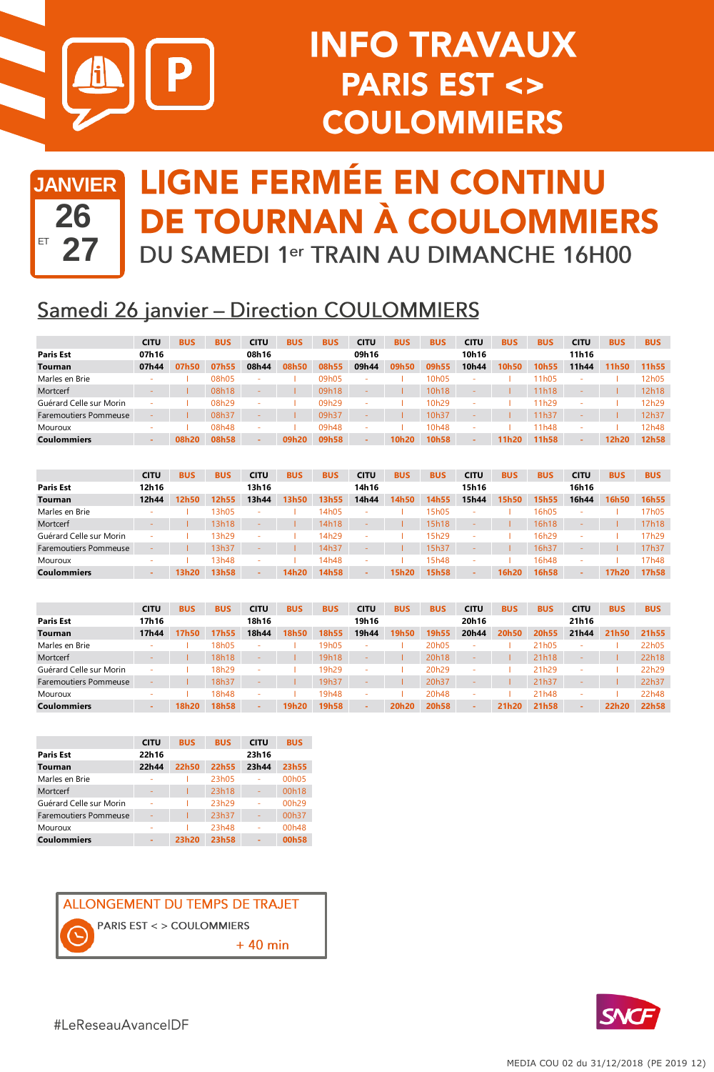# INFO TRAVAUX PARIS EST <> COULOMMIERS

**JANVIER 26 ET 27**

# LIGNE FERMÉE EN CONTINU DE TOURNAN À COULOMMIERS

## DU SAMEDI 1er TRAIN AU DIMANCHE 16H00

## Samedi 26 janvier – Direction COULOMMIERS

| | CITU | BUS | BUS | CITU | BUS | BUS | CITU | BUS | BUS | CITU | BUS | BUS | CITU | BUS | BUS |
|---|---|---|---|---|---|---|---|---|---|---|---|---|---|---|---|
| **Paris Est** | 07h16 | | | 08h16 | | | 09h16 | | | 10h16 | | | 11h16 | | |
| **Tournan** | 07h44 | 07h50 | 07h55 | 08h44 | 08h50 | 08h55 | 09h44 | 09h50 | 09h55 | 10h44 | 10h50 | 10h55 | 11h44 | 11h50 | 11h55 |
| Marles en Brie | - | I | 08h05 | - | I | 09h05 | - | I | 10h05 | - | I | 11h05 | - | I | 12h05 |
| Mortcerf | - | I | 08h18 | - | I | 09h18 | - | I | 10h18 | - | I | 11h18 | - | I | 12h18 |
| Guérard Celle sur Morin | - | I | 08h29 | - | I | 09h29 | - | I | 10h29 | - | I | 11h29 | - | I | 12h29 |
| Faremoutiers Pommeuse | - | I | 08h37 | - | I | 09h37 | - | I | 10h37 | - | I | 11h37 | - | I | 12h37 |
| Mouroux | - | I | 08h48 | - | I | 09h48 | - | I | 10h48 | - | I | 11h48 | - | I | 12h48 |
| **Coulommiers** | - | 08h20 | 08h58 | - | 09h20 | 09h58 | - | 10h20 | 10h58 | - | 11h20 | 11h58 | - | 12h20 | 12h58 |

| | CITU | BUS | BUS | CITU | BUS | BUS | CITU | BUS | BUS | CITU | BUS | BUS | CITU | BUS | BUS |
|---|---|---|---|---|---|---|---|---|---|---|---|---|---|---|---|
| **Paris Est** | 12h16 | | | 13h16 | | | 14h16 | | | 15h16 | | | 16h16 | | |
| **Tournan** | 12h44 | 12h50 | 12h55 | 13h44 | 13h50 | 13h55 | 14h44 | 14h50 | 14h55 | 15h44 | 15h50 | 15h55 | 16h44 | 16h50 | 16h55 |
| Marles en Brie | - | I | 13h05 | - | I | 14h05 | - | I | 15h05 | - | I | 16h05 | - | I | 17h05 |
| Mortcerf | - | I | 13h18 | - | I | 14h18 | - | I | 15h18 | - | I | 16h18 | - | I | 17h18 |
| Guérard Celle sur Morin | - | I | 13h29 | - | I | 14h29 | - | I | 15h29 | - | I | 16h29 | - | I | 17h29 |
| Faremoutiers Pommeuse | - | I | 13h37 | - | I | 14h37 | - | I | 15h37 | - | I | 16h37 | - | I | 17h37 |
| Mouroux | - | I | 13h48 | - | I | 14h48 | - | I | 15h48 | - | I | 16h48 | - | I | 17h48 |
| **Coulommiers** | - | 13h20 | 13h58 | - | 14h20 | 14h58 | - | 15h20 | 15h58 | - | 16h20 | 16h58 | - | 17h20 | 17h58 |

| | CITU | BUS | BUS | CITU | BUS | BUS | CITU | BUS | BUS | CITU | BUS | BUS | CITU | BUS | BUS |
|---|---|---|---|---|---|---|---|---|---|---|---|---|---|---|---|
| **Paris Est** | 17h16 | | | 18h16 | | | 19h16 | | | 20h16 | | | 21h16 | | |
| **Tournan** | 17h44 | 17h50 | 17h55 | 18h44 | 18h50 | 18h55 | 19h44 | 19h50 | 19h55 | 20h44 | 20h50 | 20h55 | 21h44 | 21h50 | 21h55 |
| Marles en Brie | - | I | 18h05 | - | I | 19h05 | - | I | 20h05 | - | I | 21h05 | - | I | 22h05 |
| Mortcerf | - | I | 18h18 | - | I | 19h18 | - | I | 20h18 | - | I | 21h18 | - | I | 22h18 |
| Guérard Celle sur Morin | - | I | 18h29 | - | I | 19h29 | - | I | 20h29 | - | I | 21h29 | - | I | 22h29 |
| Faremoutiers Pommeuse | - | I | 18h37 | - | I | 19h37 | - | I | 20h37 | - | I | 21h37 | - | I | 22h37 |
| Mouroux | - | I | 18h48 | - | I | 19h48 | - | I | 20h48 | - | I | 21h48 | - | I | 22h48 |
| **Coulommiers** | - | 18h20 | 18h58 | - | 19h20 | 19h58 | - | 20h20 | 20h58 | - | 21h20 | 21h58 | - | 22h20 | 22h58 |

| | CITU | BUS | BUS | CITU | BUS |
|---|---|---|---|---|---|
| **Paris Est** | 22h16 | | | 23h16 | |
| **Tournan** | 22h44 | 22h50 | 22h55 | 23h44 | 23h55 |
| Marles en Brie | - | I | 23h05 | - | 00h05 |
| Mortcerf | - | I | 23h18 | - | 00h18 |
| Guérard Celle sur Morin | - | I | 23h29 | - | 00h29 |
| Faremoutiers Pommeuse | - | I | 23h37 | - | 00h37 |
| Mouroux | - | I | 23h48 | - | 00h48 |
| **Coulommiers** | - | 23h20 | 23h58 | - | 00h58 |

**ALLONGEMENT DU TEMPS DE TRAJET**

PARIS EST < > COULOMMIERS

+ 40 min

#LeReseauAvanceIDF

MEDIA COU 02 du 31/12/2018 (PE 2019 12)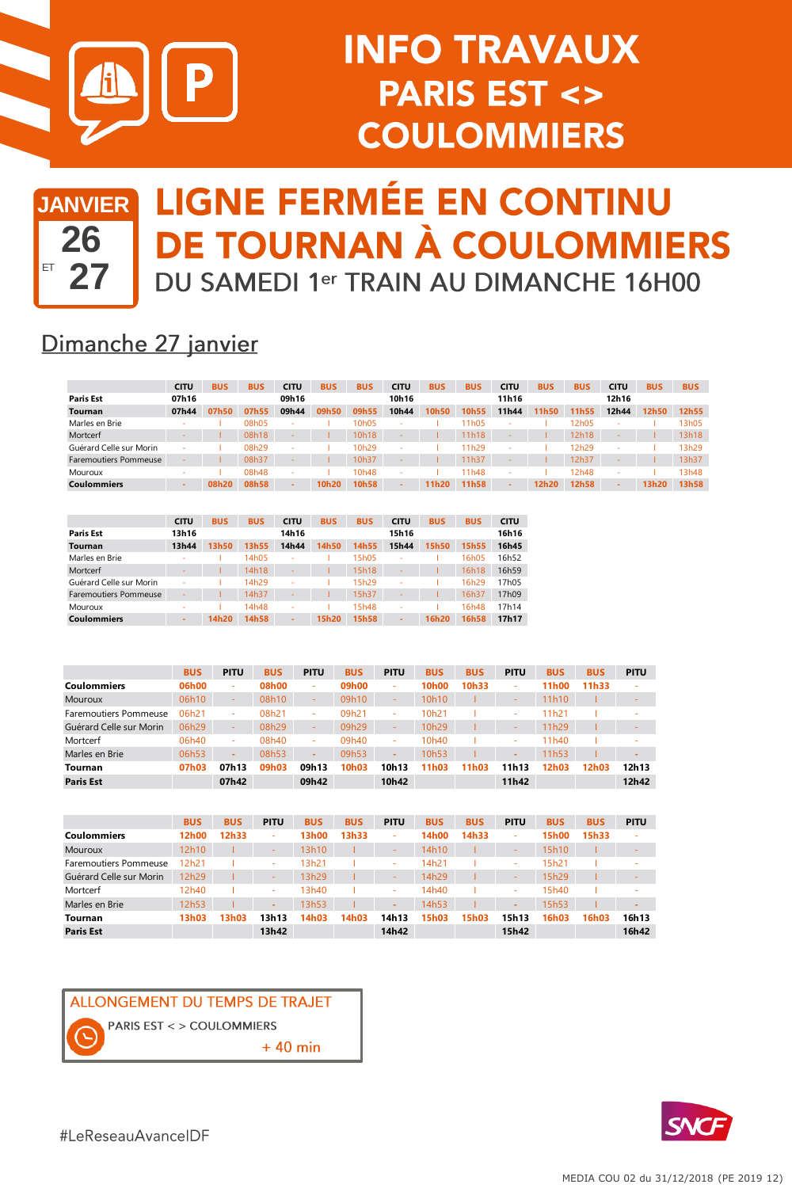# INFO TRAVAUX PARIS EST <> COULOMMIERS

**JANVIER 26 ET 27**

# LIGNE FERMÉE EN CONTINU DE TOURNAN À COULOMMIERS

## DU SAMEDI 1er TRAIN AU DIMANCHE 16H00

## Dimanche 27 janvier

| | CITU | BUS | BUS | CITU | BUS | BUS | CITU | BUS | BUS | CITU | BUS | BUS | CITU | BUS | BUS |
|---|---|---|---|---|---|---|---|---|---|---|---|---|---|---|---|
| **Paris Est** | 07h16 | | | 09h16 | | | 10h16 | | | 11h16 | | | 12h16 | | |
| **Tournan** | 07h44 | 07h50 | 07h55 | 09h44 | 09h50 | 09h55 | 10h44 | 10h50 | 10h55 | 11h44 | 11h50 | 11h55 | 12h44 | 12h50 | 12h55 |
| Marles en Brie | - | I | 08h05 | - | I | 10h05 | - | I | 11h05 | - | I | 12h05 | - | I | 13h05 |
| Mortcerf | - | I | 08h18 | - | I | 10h18 | - | I | 11h18 | - | I | 12h18 | - | I | 13h18 |
| Guérard Celle sur Morin | - | I | 08h29 | - | I | 10h29 | - | I | 11h29 | - | I | 12h29 | - | I | 13h29 |
| Faremoutiers Pommeuse | - | I | 08h37 | - | I | 10h37 | - | I | 11h37 | - | I | 12h37 | - | I | 13h37 |
| Mouroux | - | I | 08h48 | - | I | 10h48 | - | I | 11h48 | - | I | 12h48 | - | I | 13h48 |
| **Coulommiers** | - | 08h20 | 08h58 | - | 10h20 | 10h58 | - | 11h20 | 11h58 | - | 12h20 | 12h58 | - | 13h20 | 13h58 |

| | CITU | BUS | BUS | CITU | BUS | BUS | CITU | BUS | BUS | CITU |
|---|---|---|---|---|---|---|---|---|---|---|
| **Paris Est** | 13h16 | | | 14h16 | | | 15h16 | | | 16h16 |
| **Tournan** | 13h44 | 13h50 | 13h55 | 14h44 | 14h50 | 14h55 | 15h44 | 15h50 | 15h55 | 16h45 |
| Marles en Brie | - | I | 14h05 | - | I | 15h05 | - | I | 16h05 | 16h52 |
| Mortcerf | - | I | 14h18 | - | I | 15h18 | - | I | 16h18 | 16h59 |
| Guérard Celle sur Morin | - | I | 14h29 | - | I | 15h29 | - | I | 16h29 | 17h05 |
| Faremoutiers Pommeuse | - | I | 14h37 | - | I | 15h37 | - | I | 16h37 | 17h09 |
| Mouroux | - | I | 14h48 | - | I | 15h48 | - | I | 16h48 | 17h14 |
| **Coulommiers** | - | 14h20 | 14h58 | - | 15h20 | 15h58 | - | 16h20 | 16h58 | 17h17 |

| | BUS | PITU | BUS | PITU | BUS | PITU | BUS | BUS | PITU | BUS | BUS | PITU |
|---|---|---|---|---|---|---|---|---|---|---|---|---|
| **Coulommiers** | 06h00 | - | 08h00 | - | 09h00 | - | 10h00 | 10h33 | - | 11h00 | 11h33 | - |
| Mouroux | 06h10 | - | 08h10 | - | 09h10 | - | 10h10 | I | - | 11h10 | I | - |
| Faremoutiers Pommeuse | 06h21 | - | 08h21 | - | 09h21 | - | 10h21 | I | - | 11h21 | I | - |
| Guérard Celle sur Morin | 06h29 | - | 08h29 | - | 09h29 | - | 10h29 | I | - | 11h29 | I | - |
| Mortcerf | 06h40 | - | 08h40 | - | 09h40 | - | 10h40 | I | - | 11h40 | I | - |
| Marles en Brie | 06h53 | - | 08h53 | - | 09h53 | - | 10h53 | I | - | 11h53 | I | - |
| **Tournan** | 07h03 | 07h13 | 09h03 | 09h13 | 10h03 | 10h13 | 11h03 | 11h03 | 11h13 | 12h03 | 12h03 | 12h13 |
| **Paris Est** | | 07h42 | | 09h42 | | 10h42 | | | 11h42 | | | 12h42 |

| | BUS | BUS | PITU | BUS | BUS | PITU | BUS | BUS | PITU | BUS | BUS | PITU |
|---|---|---|---|---|---|---|---|---|---|---|---|---|
| **Coulommiers** | 12h00 | 12h33 | - | 13h00 | 13h33 | - | 14h00 | 14h33 | - | 15h00 | 15h33 | - |
| Mouroux | 12h10 | I | - | 13h10 | I | - | 14h10 | I | - | 15h10 | I | - |
| Faremoutiers Pommeuse | 12h21 | I | - | 13h21 | I | - | 14h21 | I | - | 15h21 | I | - |
| Guérard Celle sur Morin | 12h29 | I | - | 13h29 | I | - | 14h29 | I | - | 15h29 | I | - |
| Mortcerf | 12h40 | I | - | 13h40 | I | - | 14h40 | I | - | 15h40 | I | - |
| Marles en Brie | 12h53 | I | - | 13h53 | I | - | 14h53 | I | - | 15h53 | I | - |
| **Tournan** | 13h03 | 13h03 | 13h13 | 14h03 | 14h03 | 14h13 | 15h03 | 15h03 | 15h13 | 16h03 | 16h03 | 16h13 |
| **Paris Est** | | | 13h42 | | | 14h42 | | | 15h42 | | | 16h42 |

**ALLONGEMENT DU TEMPS DE TRAJET**

PARIS EST < > COULOMMIERS

+ 40 min

#LeReseauAvanceIDF

SNCF

MEDIA COU 02 du 31/12/2018 (PE 2019 12)